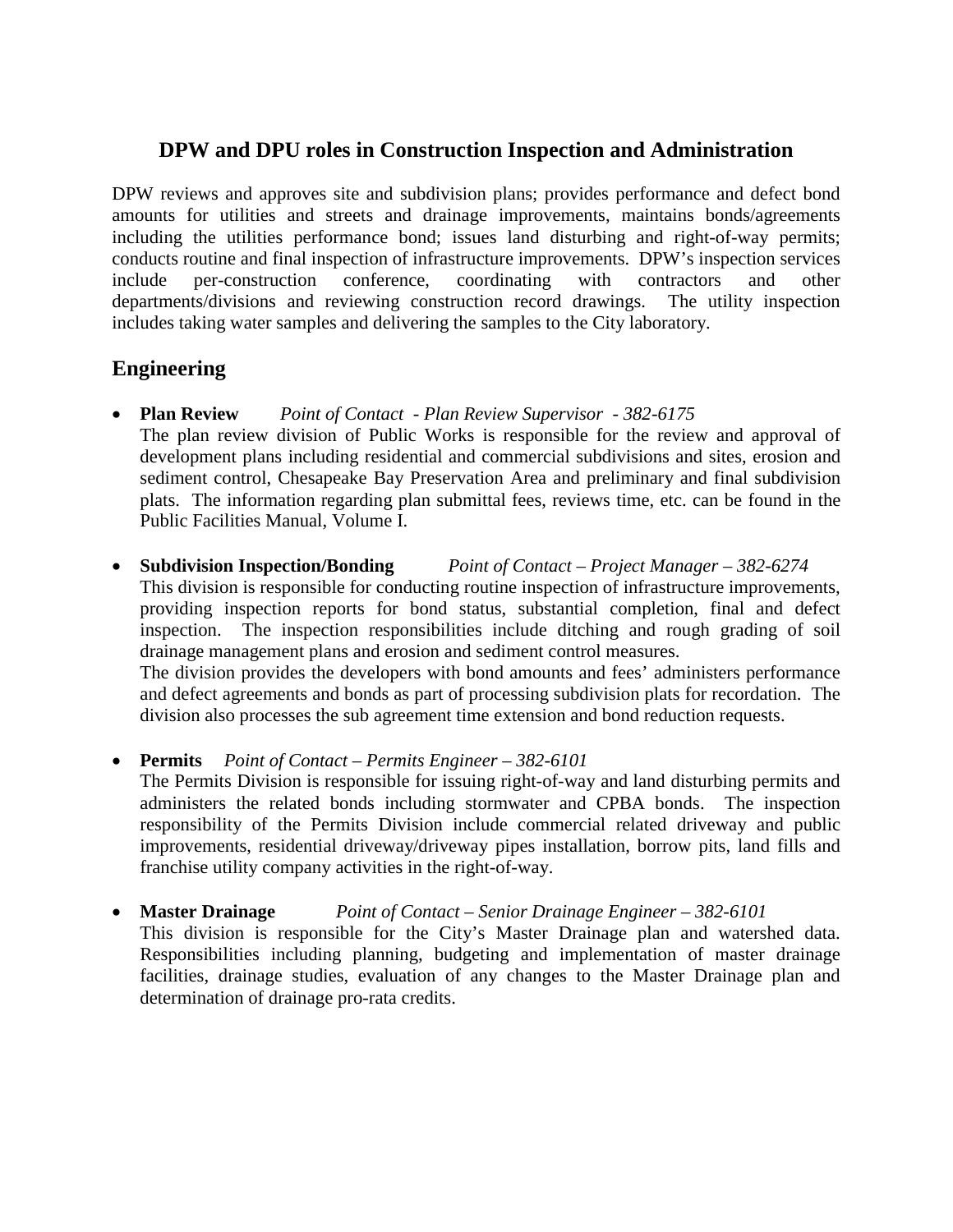## DPW and DPU roles in Construction Inspection and Administration

DPW reviews and approves site and subdivision plans; provides performance and defect bond amounts for utilities and streets and drainage improvements, maintains bonds/agreements including the utilities performance bond; issues land disturbing and right-of-way permits; conducts routine and final inspection of infrastructure improvements. DPW's inspection services include per-construction conference, coordinating with contractors and other departments/divisions and reviewing construction record drawings. The utility inspection includes taking water samples and delivering the samples to the City laboratory.

## Engineering

- **Plan Review** *Point of Contact - Plan Review Supervisor - 382-6175*
  The plan review division of Public Works is responsible for the review and approval of development plans including residential and commercial subdivisions and sites, erosion and sediment control, Chesapeake Bay Preservation Area and preliminary and final subdivision plats. The information regarding plan submittal fees, reviews time, etc. can be found in the Public Facilities Manual, Volume I.

- **Subdivision Inspection/Bonding** *Point of Contact – Project Manager – 382-6274*
  This division is responsible for conducting routine inspection of infrastructure improvements, providing inspection reports for bond status, substantial completion, final and defect inspection. The inspection responsibilities include ditching and rough grading of soil drainage management plans and erosion and sediment control measures.
  The division provides the developers with bond amounts and fees' administers performance and defect agreements and bonds as part of processing subdivision plats for recordation. The division also processes the sub agreement time extension and bond reduction requests.

- **Permits** *Point of Contact – Permits Engineer – 382-6101*
  The Permits Division is responsible for issuing right-of-way and land disturbing permits and administers the related bonds including stormwater and CPBA bonds. The inspection responsibility of the Permits Division include commercial related driveway and public improvements, residential driveway/driveway pipes installation, borrow pits, land fills and franchise utility company activities in the right-of-way.

- **Master Drainage** *Point of Contact – Senior Drainage Engineer – 382-6101*
  This division is responsible for the City's Master Drainage plan and watershed data. Responsibilities including planning, budgeting and implementation of master drainage facilities, drainage studies, evaluation of any changes to the Master Drainage plan and determination of drainage pro-rata credits.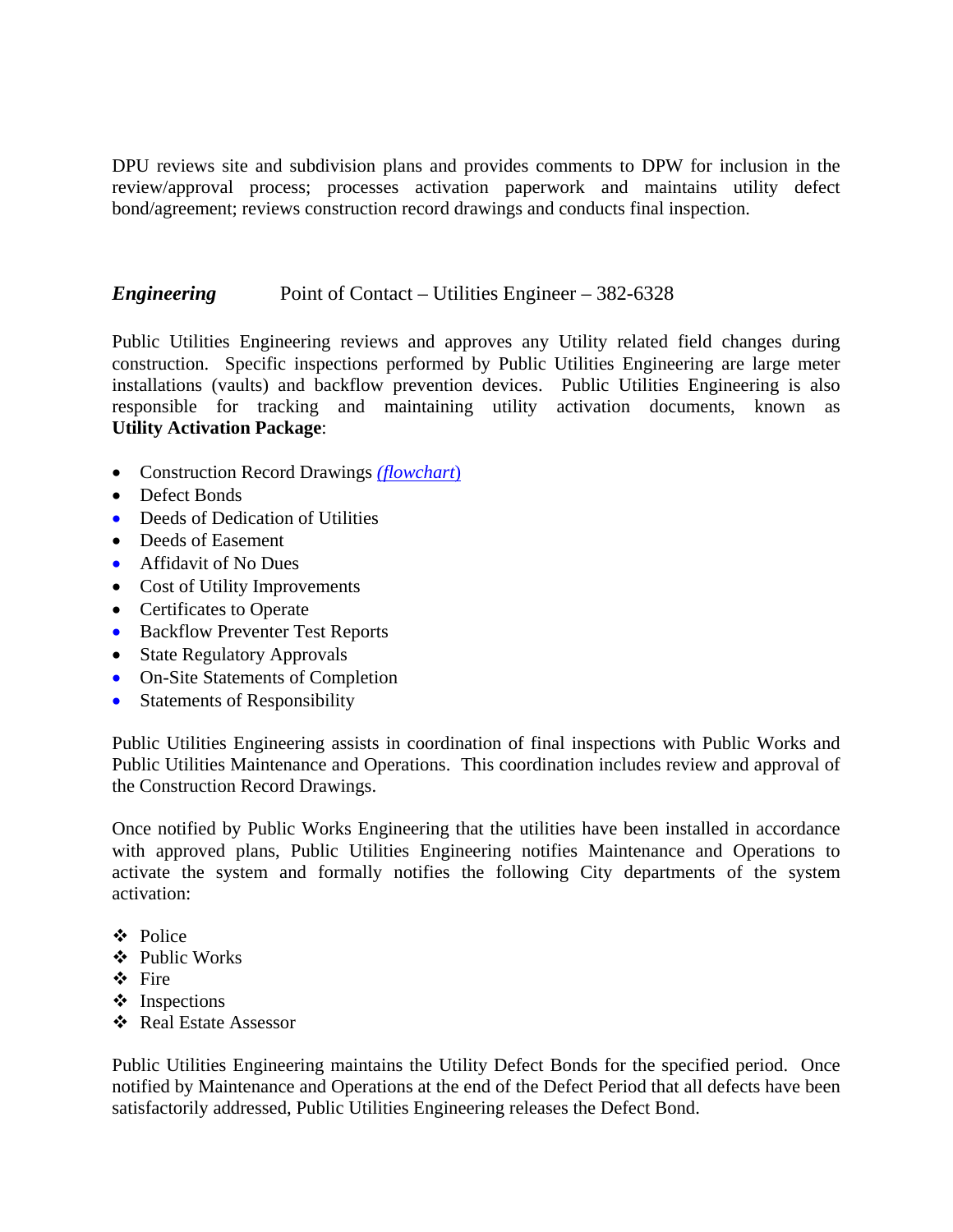DPU reviews site and subdivision plans and provides comments to DPW for inclusion in the review/approval process; processes activation paperwork and maintains utility defect bond/agreement; reviews construction record drawings and conducts final inspection.

***Engineering*** Point of Contact – Utilities Engineer – 382-6328

Public Utilities Engineering reviews and approves any Utility related field changes during construction. Specific inspections performed by Public Utilities Engineering are large meter installations (vaults) and backflow prevention devices. Public Utilities Engineering is also responsible for tracking and maintaining utility activation documents, known as **Utility Activation Package**:

- Construction Record Drawings *(flowchart)*
- Defect Bonds
- Deeds of Dedication of Utilities
- Deeds of Easement
- Affidavit of No Dues
- Cost of Utility Improvements
- Certificates to Operate
- Backflow Preventer Test Reports
- State Regulatory Approvals
- On-Site Statements of Completion
- Statements of Responsibility

Public Utilities Engineering assists in coordination of final inspections with Public Works and Public Utilities Maintenance and Operations. This coordination includes review and approval of the Construction Record Drawings.

Once notified by Public Works Engineering that the utilities have been installed in accordance with approved plans, Public Utilities Engineering notifies Maintenance and Operations to activate the system and formally notifies the following City departments of the system activation:

- Police
- Public Works
- Fire
- Inspections
- Real Estate Assessor

Public Utilities Engineering maintains the Utility Defect Bonds for the specified period. Once notified by Maintenance and Operations at the end of the Defect Period that all defects have been satisfactorily addressed, Public Utilities Engineering releases the Defect Bond.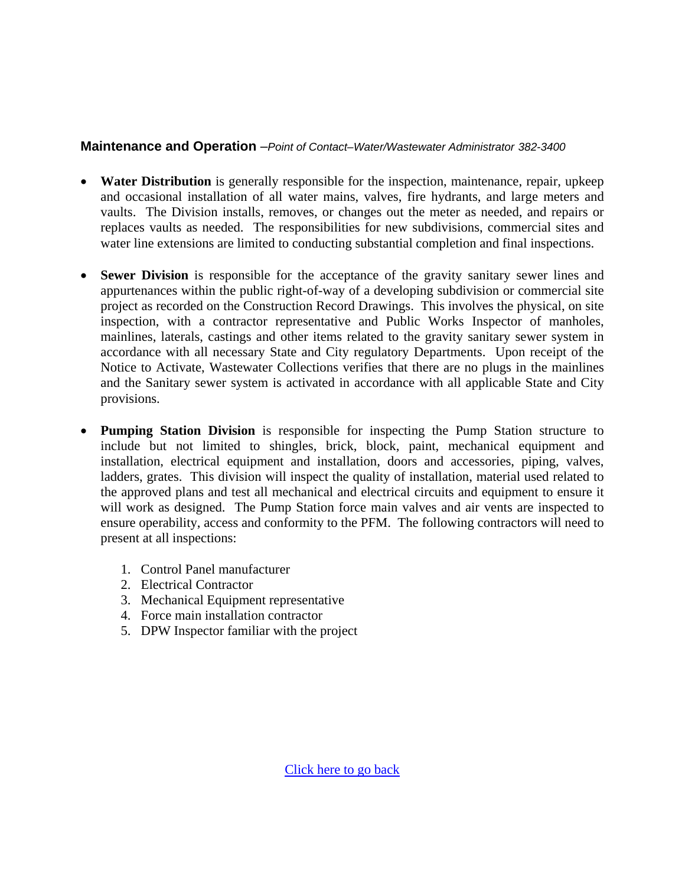**Maintenance and Operation** *–Point of Contact–Water/Wastewater Administrator 382-3400*

- **Water Distribution** is generally responsible for the inspection, maintenance, repair, upkeep and occasional installation of all water mains, valves, fire hydrants, and large meters and vaults. The Division installs, removes, or changes out the meter as needed, and repairs or replaces vaults as needed. The responsibilities for new subdivisions, commercial sites and water line extensions are limited to conducting substantial completion and final inspections.

- **Sewer Division** is responsible for the acceptance of the gravity sanitary sewer lines and appurtenances within the public right-of-way of a developing subdivision or commercial site project as recorded on the Construction Record Drawings. This involves the physical, on site inspection, with a contractor representative and Public Works Inspector of manholes, mainlines, laterals, castings and other items related to the gravity sanitary sewer system in accordance with all necessary State and City regulatory Departments. Upon receipt of the Notice to Activate, Wastewater Collections verifies that there are no plugs in the mainlines and the Sanitary sewer system is activated in accordance with all applicable State and City provisions.

- **Pumping Station Division** is responsible for inspecting the Pump Station structure to include but not limited to shingles, brick, block, paint, mechanical equipment and installation, electrical equipment and installation, doors and accessories, piping, valves, ladders, grates. This division will inspect the quality of installation, material used related to the approved plans and test all mechanical and electrical circuits and equipment to ensure it will work as designed. The Pump Station force main valves and air vents are inspected to ensure operability, access and conformity to the PFM. The following contractors will need to present at all inspections:

  1. Control Panel manufacturer
  2. Electrical Contractor
  3. Mechanical Equipment representative
  4. Force main installation contractor
  5. DPW Inspector familiar with the project

Click here to go back